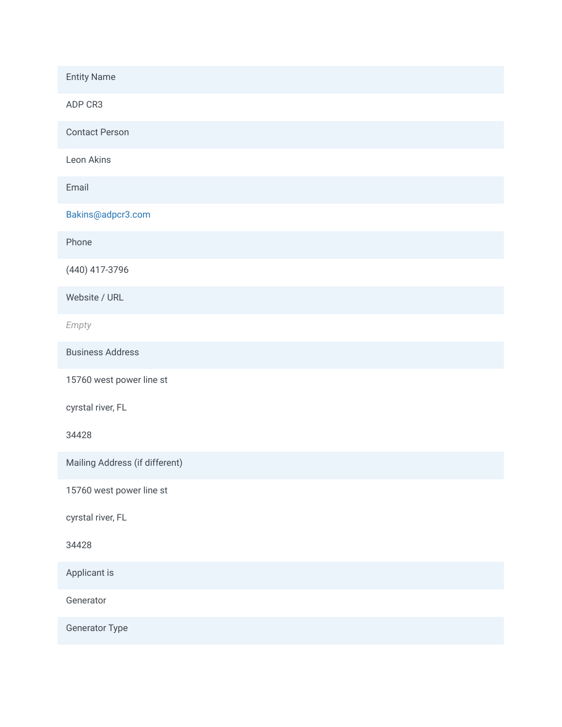| Entity Name |
| --- |
| ADP CR3 |
| Contact Person |
| Leon Akins |
| Email |
| Bakins@adpcr3.com |
| Phone |
| (440) 417-3796 |
| Website / URL |
| *Empty* |
| Business Address |
| 15760 west power line st<br>cyrstal river, FL<br>34428 |
| Mailing Address (if different) |
| 15760 west power line st<br>cyrstal river, FL<br>34428 |
| Applicant is |
| Generator |
| Generator Type |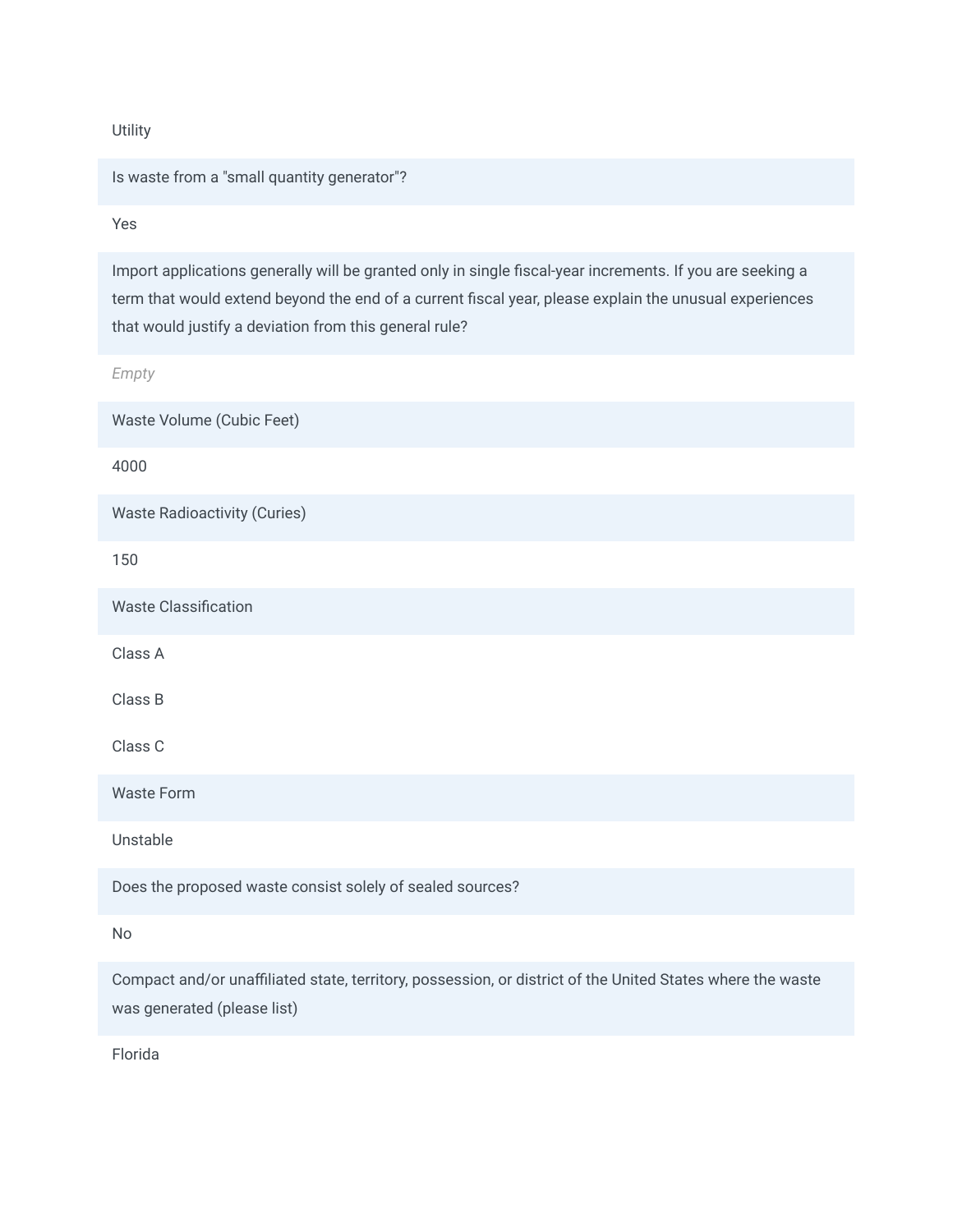Utility

**Is waste from a "small quantity generator"?**

Yes

**Import applications generally will be granted only in single fiscal-year increments. If you are seeking a term that would extend beyond the end of a current fiscal year, please explain the unusual experiences that would justify a deviation from this general rule?**

*Empty*

**Waste Volume (Cubic Feet)**

4000

**Waste Radioactivity (Curies)**

150

**Waste Classification**

Class A

Class B

Class C

**Waste Form**

Unstable

**Does the proposed waste consist solely of sealed sources?**

No

**Compact and/or unaffiliated state, territory, possession, or district of the United States where the waste was generated (please list)**

Florida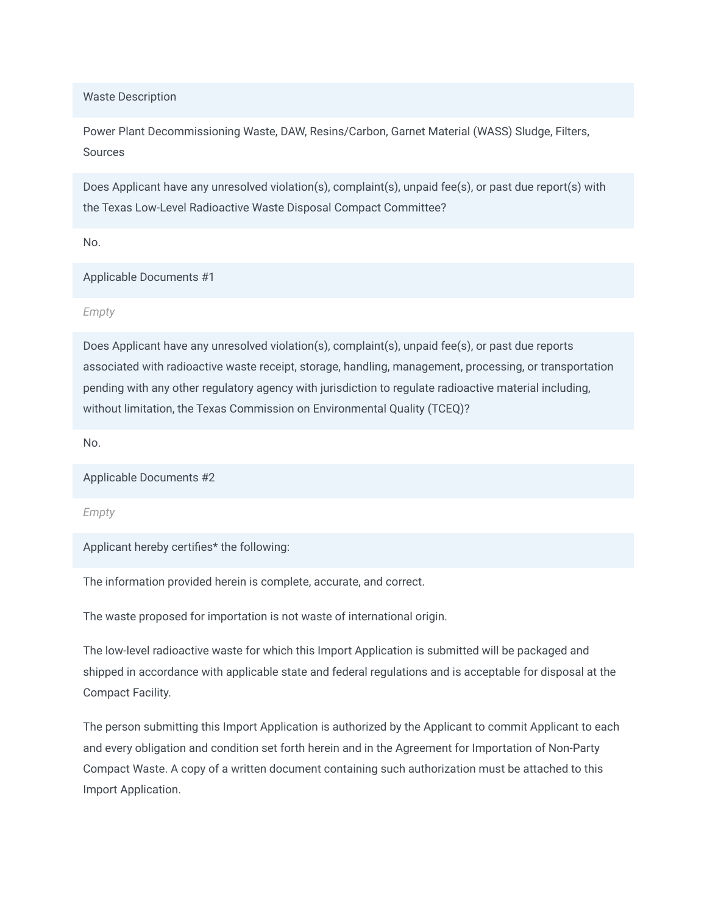**Waste Description**

Power Plant Decommissioning Waste, DAW, Resins/Carbon, Garnet Material (WASS) Sludge, Filters, Sources

**Does Applicant have any unresolved violation(s), complaint(s), unpaid fee(s), or past due report(s) with the Texas Low-Level Radioactive Waste Disposal Compact Committee?**

No.

**Applicable Documents #1**

*Empty*

**Does Applicant have any unresolved violation(s), complaint(s), unpaid fee(s), or past due reports associated with radioactive waste receipt, storage, handling, management, processing, or transportation pending with any other regulatory agency with jurisdiction to regulate radioactive material including, without limitation, the Texas Commission on Environmental Quality (TCEQ)?**

No.

**Applicable Documents #2**

*Empty*

**Applicant hereby certifies* the following:**

The information provided herein is complete, accurate, and correct.

The waste proposed for importation is not waste of international origin.

The low-level radioactive waste for which this Import Application is submitted will be packaged and shipped in accordance with applicable state and federal regulations and is acceptable for disposal at the Compact Facility.

The person submitting this Import Application is authorized by the Applicant to commit Applicant to each and every obligation and condition set forth herein and in the Agreement for Importation of Non-Party Compact Waste. A copy of a written document containing such authorization must be attached to this Import Application.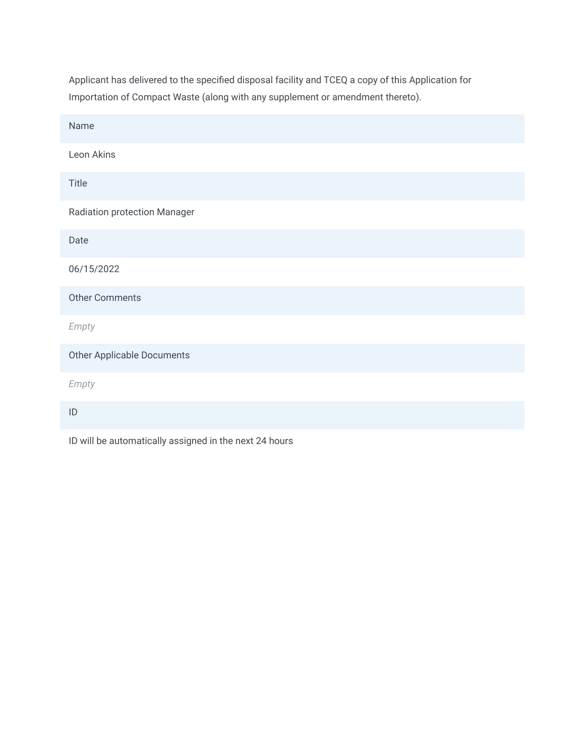Applicant has delivered to the specified disposal facility and TCEQ a copy of this Application for Importation of Compact Waste (along with any supplement or amendment thereto).

| | |
|---|---|
| Name | Leon Akins |
| Title | Radiation protection Manager |
| Date | 06/15/2022 |
| Other Comments | *Empty* |
| Other Applicable Documents | *Empty* |
| ID | ID will be automatically assigned in the next 24 hours |